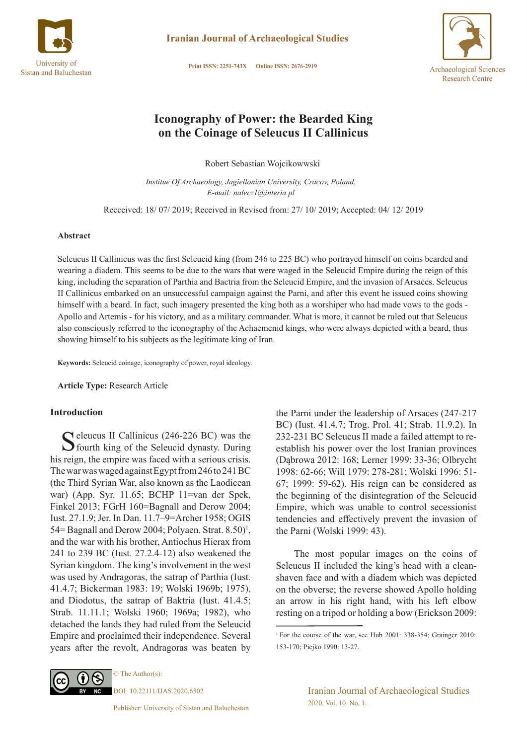# Iconography of Power: the Bearded King on the Coinage of Seleucus II Callinicus

Robert Sebastian Wojcikowwski

*Institue Of Archaeology, Jagiellonian University, Cracov, Poland.*
*E-mail: nalecz1@interia.pl*

Recceived: 18/ 07/ 2019; Received in Revised from: 27/ 10/ 2019; Accepted: 04/ 12/ 2019

### Abstract

Seleucus II Callinicus was the first Seleucid king (from 246 to 225 BC) who portrayed himself on coins bearded and wearing a diadem. This seems to be due to the wars that were waged in the Seleucid Empire during the reign of this king, including the separation of Parthia and Bactria from the Seleucid Empire, and the invasion of Arsaces. Seleucus II Callinicus embarked on an unsuccessful campaign against the Parni, and after this event he issued coins showing himself with a beard. In fact, such imagery presented the king both as a worshiper who had made vows to the gods - Apollo and Artemis - for his victory, and as a military commander. What is more, it cannot be ruled out that Seleucus also consciously referred to the iconography of the Achaemenid kings, who were always depicted with a beard, thus showing himself to his subjects as the legitimate king of Iran.

**Keywords:** Seleucid coinage, iconography of power, royal ideology.

**Article Type:** Research Article

## Introduction

Seleucus II Callinicus (246-226 BC) was the fourth king of the Seleucid dynasty. During his reign, the empire was faced with a serious crisis. The war was waged against Egypt from 246 to 241 BC (the Third Syrian War, also known as the Laodicean war) (App. Syr. 11.65; BCHP 11=van der Spek, Finkel 2013; FGrH 160=Bagnall and Derow 2004; Iust. 27.1.9; Jer. In Dan. 11.7–9=Archer 1958; OGIS 54= Bagnall and Derow 2004; Polyaen. Strat. 8.50)[1], and the war with his brother, Antiochus Hierax from 241 to 239 BC (Iust. 27.2.4-12) also weakened the Syrian kingdom. The king's involvement in the west was used by Andragoras, the satrap of Parthia (Iust. 41.4.7; Bickerman 1983: 19; Wolski 1969b; 1975), and Diodotus, the satrap of Baktria (Iust. 41.4.5; Strab. 11.11.1; Wolski 1960; 1969a; 1982), who detached the lands they had ruled from the Seleucid Empire and proclaimed their independence. Several years after the revolt, Andragoras was beaten by the Parni under the leadership of Arsaces (247-217 BC) (Iust. 41.4.7; Trog. Prol. 41; Strab. 11.9.2). In 232-231 BC Seleucus II made a failed attempt to re-establish his power over the lost Iranian provinces (Dąbrowa 2012: 168; Lerner 1999: 33-36; Olbrycht 1998: 62-66; Will 1979: 278-281; Wolski 1996: 51-67; 1999: 59-62). His reign can be considered as the beginning of the disintegration of the Seleucid Empire, which was unable to control secessionist tendencies and effectively prevent the invasion of the Parni (Wolski 1999: 43).

The most popular images on the coins of Seleucus II included the king's head with a clean-shaven face and with a diadem which was depicted on the obverse; the reverse showed Apollo holding an arrow in his right hand, with his left elbow resting on a tripod or holding a bow (Erickson 2009:

[1] For the course of the war, see Hub 2001: 338-354; Grainger 2010: 153-170; Piejko 1990: 13-27.

© The Author(s):
DOI: 10.22111/IJAS.2020.6502
Publisher: University of Sistan and Baluchestan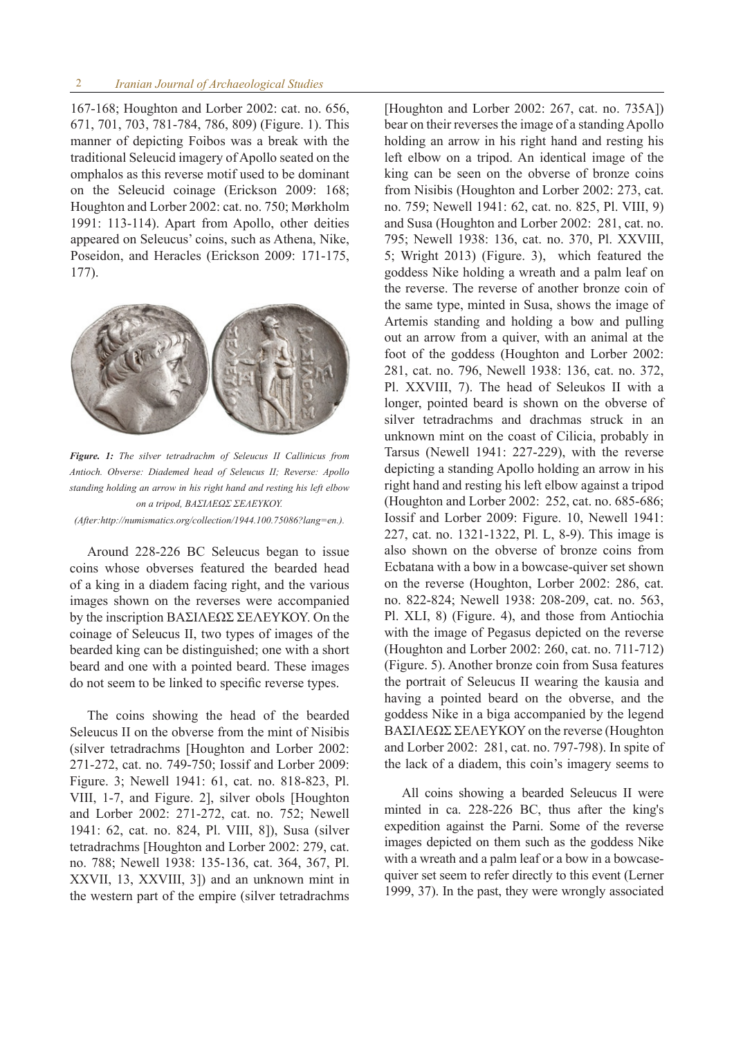167-168; Houghton and Lorber 2002: cat. no. 656, 671, 701, 703, 781-784, 786, 809) (Figure. 1). This manner of depicting Foibos was a break with the traditional Seleucid imagery of Apollo seated on the omphalos as this reverse motif used to be dominant on the Seleucid coinage (Erickson 2009: 168; Houghton and Lorber 2002: cat. no. 750; Mørkholm 1991: 113-114). Apart from Apollo, other deities appeared on Seleucus' coins, such as Athena, Nike, Poseidon, and Heracles (Erickson 2009: 171-175, 177).

***Figure. 1:*** *The silver tetradrachm of Seleucus II Callinicus from Antioch. Obverse: Diademed head of Seleucus II; Reverse: Apollo standing holding an arrow in his right hand and resting his left elbow on a tripod, ΒΑΣΙΛΕΩΣ ΣΕΛΕΥΚΟΥ.*

*(After:http://numismatics.org/collection/1944.100.75086?lang=en.).*

Around 228-226 BC Seleucus began to issue coins whose obverses featured the bearded head of a king in a diadem facing right, and the various images shown on the reverses were accompanied by the inscription ΒΑΣΙΛΕΩΣ ΣΕΛΕΥΚΟΥ. On the coinage of Seleucus II, two types of images of the bearded king can be distinguished; one with a short beard and one with a pointed beard. These images do not seem to be linked to specific reverse types.

The coins showing the head of the bearded Seleucus II on the obverse from the mint of Nisibis (silver tetradrachms [Houghton and Lorber 2002: 271-272, cat. no. 749-750; Iossif and Lorber 2009: Figure. 3; Newell 1941: 61, cat. no. 818-823, Pl. VIII, 1-7, and Figure. 2], silver obols [Houghton and Lorber 2002: 271-272, cat. no. 752; Newell 1941: 62, cat. no. 824, Pl. VIII, 8]), Susa (silver tetradrachms [Houghton and Lorber 2002: 279, cat. no. 788; Newell 1938: 135-136, cat. 364, 367, Pl. XXVII, 13, XXVIII, 3]) and an unknown mint in the western part of the empire (silver tetradrachms [Houghton and Lorber 2002: 267, cat. no. 735A]) bear on their reverses the image of a standing Apollo holding an arrow in his right hand and resting his left elbow on a tripod. An identical image of the king can be seen on the obverse of bronze coins from Nisibis (Houghton and Lorber 2002: 273, cat. no. 759; Newell 1941: 62, cat. no. 825, Pl. VIII, 9) and Susa (Houghton and Lorber 2002: 281, cat. no. 795; Newell 1938: 136, cat. no. 370, Pl. XXVIII, 5; Wright 2013) (Figure. 3), which featured the goddess Nike holding a wreath and a palm leaf on the reverse. The reverse of another bronze coin of the same type, minted in Susa, shows the image of Artemis standing and holding a bow and pulling out an arrow from a quiver, with an animal at the foot of the goddess (Houghton and Lorber 2002: 281, cat. no. 796, Newell 1938: 136, cat. no. 372, Pl. XXVIII, 7). The head of Seleukos II with a longer, pointed beard is shown on the obverse of silver tetradrachms and drachmas struck in an unknown mint on the coast of Cilicia, probably in Tarsus (Newell 1941: 227-229), with the reverse depicting a standing Apollo holding an arrow in his right hand and resting his left elbow against a tripod (Houghton and Lorber 2002: 252, cat. no. 685-686; Iossif and Lorber 2009: Figure. 10, Newell 1941: 227, cat. no. 1321-1322, Pl. L, 8-9). This image is also shown on the obverse of bronze coins from Ecbatana with a bow in a bowcase-quiver set shown on the reverse (Houghton, Lorber 2002: 286, cat. no. 822-824; Newell 1938: 208-209, cat. no. 563, Pl. XLI, 8) (Figure. 4), and those from Antiochia with the image of Pegasus depicted on the reverse (Houghton and Lorber 2002: 260, cat. no. 711-712) (Figure. 5). Another bronze coin from Susa features the portrait of Seleucus II wearing the kausia and having a pointed beard on the obverse, and the goddess Nike in a biga accompanied by the legend ΒΑΣΙΛΕΩΣ ΣΕΛΕΥΚΟΥ on the reverse (Houghton and Lorber 2002: 281, cat. no. 797-798). In spite of the lack of a diadem, this coin's imagery seems to

All coins showing a bearded Seleucus II were minted in ca. 228-226 BC, thus after the king's expedition against the Parni. Some of the reverse images depicted on them such as the goddess Nike with a wreath and a palm leaf or a bow in a bowcase-quiver set seem to refer directly to this event (Lerner 1999, 37). In the past, they were wrongly associated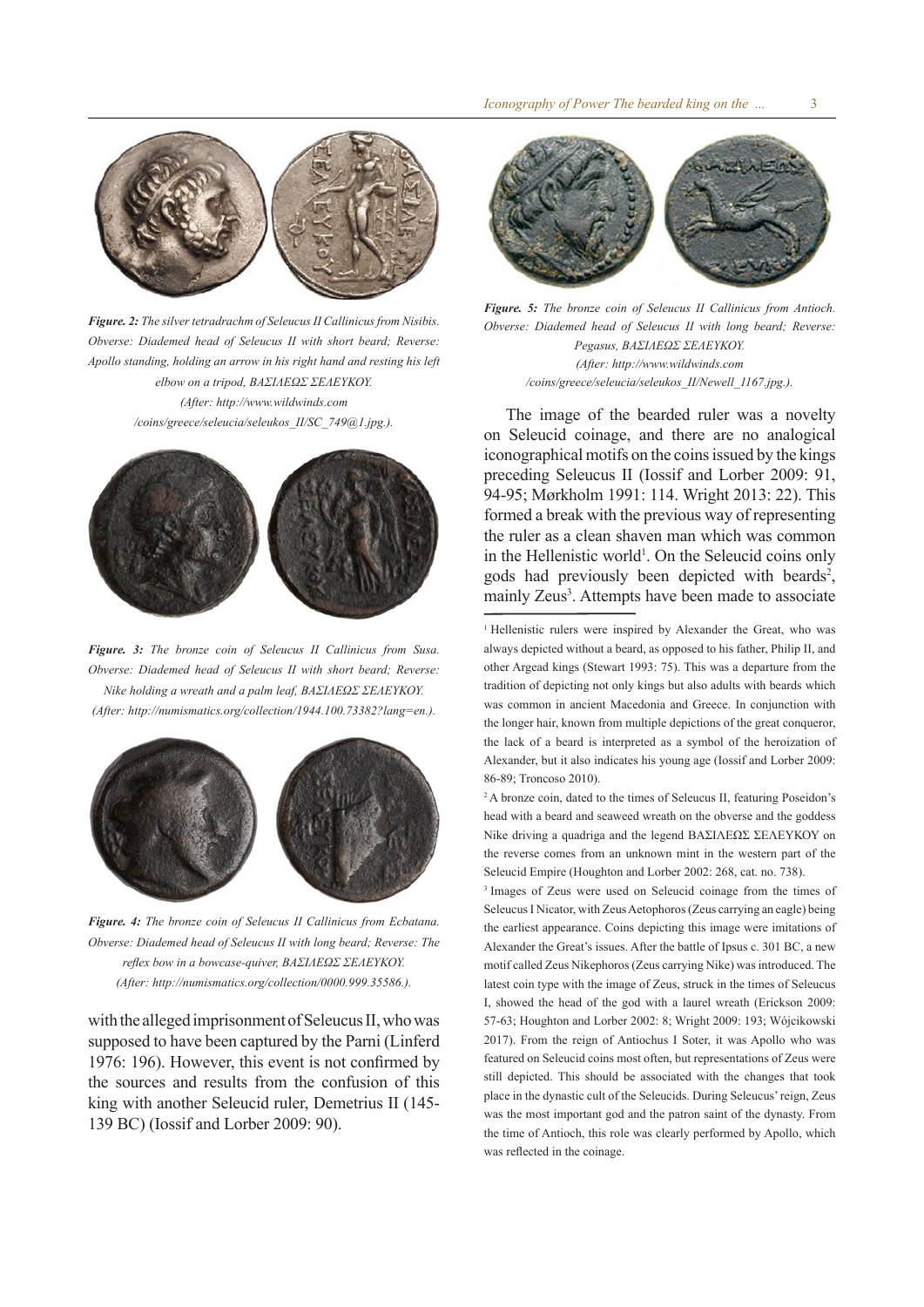***Figure. 2:*** *The silver tetradrachm of Seleucus II Callinicus from Nisibis. Obverse: Diademed head of Seleucus II with short beard; Reverse: Apollo standing, holding an arrow in his right hand and resting his left elbow on a tripod, ΒΑΣΙΛΕΩΣ ΣΕΛΕΥΚΟΥ. (After: http://www.wildwinds.com /coins/greece/seleucia/seleukos_II/SC_749@1.jpg.).*

***Figure. 3:*** *The bronze coin of Seleucus II Callinicus from Susa. Obverse: Diademed head of Seleucus II with short beard; Reverse: Nike holding a wreath and a palm leaf, ΒΑΣΙΛΕΩΣ ΣΕΛΕΥΚΟΥ. (After: http://numismatics.org/collection/1944.100.73382?lang=en.).*

***Figure. 4:*** *The bronze coin of Seleucus II Callinicus from Ecbatana. Obverse: Diademed head of Seleucus II with long beard; Reverse: The reflex bow in a bowcase-quiver, ΒΑΣΙΛΕΩΣ ΣΕΛΕΥΚΟΥ. (After: http://numismatics.org/collection/0000.999.35586.).*

***Figure. 5:*** *The bronze coin of Seleucus II Callinicus from Antioch. Obverse: Diademed head of Seleucus II with long beard; Reverse: Pegasus, ΒΑΣΙΛΕΩΣ ΣΕΛΕΥΚΟΥ. (After: http://www.wildwinds.com /coins/greece/seleucia/seleukos_II/Newell_1167.jpg.).*

The image of the bearded ruler was a novelty on Seleucid coinage, and there are no analogical iconographical motifs on the coins issued by the kings preceding Seleucus II (Iossif and Lorber 2009: 91, 94-95; Mørkholm 1991: 114. Wright 2013: 22). This formed a break with the previous way of representing the ruler as a clean shaven man which was common in the Hellenistic world[1]. On the Seleucid coins only gods had previously been depicted with beards[2], mainly Zeus[3]. Attempts have been made to associate with the alleged imprisonment of Seleucus II, who was supposed to have been captured by the Parni (Linferd 1976: 196). However, this event is not confirmed by the sources and results from the confusion of this king with another Seleucid ruler, Demetrius II (145-139 BC) (Iossif and Lorber 2009: 90).

[1] Hellenistic rulers were inspired by Alexander the Great, who was always depicted without a beard, as opposed to his father, Philip II, and other Argead kings (Stewart 1993: 75). This was a departure from the tradition of depicting not only kings but also adults with beards which was common in ancient Macedonia and Greece. In conjunction with the longer hair, known from multiple depictions of the great conqueror, the lack of a beard is interpreted as a symbol of the heroization of Alexander, but it also indicates his young age (Iossif and Lorber 2009: 86-89; Troncoso 2010).

[2] A bronze coin, dated to the times of Seleucus II, featuring Poseidon's head with a beard and seaweed wreath on the obverse and the goddess Nike driving a quadriga and the legend ΒΑΣΙΛΕΩΣ ΣΕΛΕΥΚΟΥ on the reverse comes from an unknown mint in the western part of the Seleucid Empire (Houghton and Lorber 2002: 268, cat. no. 738).

[3] Images of Zeus were used on Seleucid coinage from the times of Seleucus I Nicator, with Zeus Aetophoros (Zeus carrying an eagle) being the earliest appearance. Coins depicting this image were imitations of Alexander the Great's issues. After the battle of Ipsus c. 301 BC, a new motif called Zeus Nikephoros (Zeus carrying Nike) was introduced. The latest coin type with the image of Zeus, struck in the times of Seleucus I, showed the head of the god with a laurel wreath (Erickson 2009: 57-63; Houghton and Lorber 2002: 8; Wright 2009: 193; Wójcikowski 2017). From the reign of Antiochus I Soter, it was Apollo who was featured on Seleucid coins most often, but representations of Zeus were still depicted. This should be associated with the changes that took place in the dynastic cult of the Seleucids. During Seleucus' reign, Zeus was the most important god and the patron saint of the dynasty. From the time of Antioch, this role was clearly performed by Apollo, which was reflected in the coinage.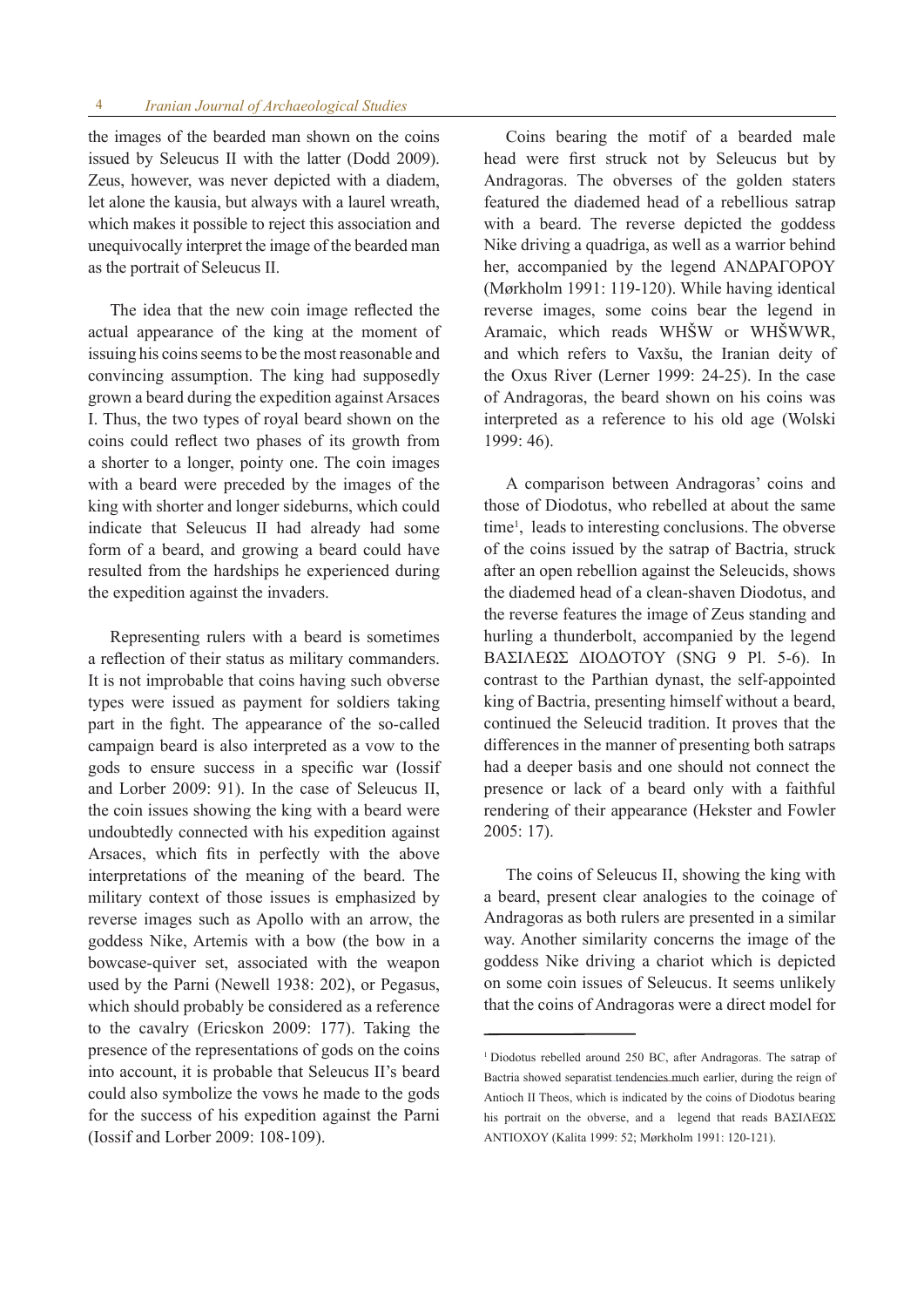the images of the bearded man shown on the coins issued by Seleucus II with the latter (Dodd 2009). Zeus, however, was never depicted with a diadem, let alone the kausia, but always with a laurel wreath, which makes it possible to reject this association and unequivocally interpret the image of the bearded man as the portrait of Seleucus II.

The idea that the new coin image reflected the actual appearance of the king at the moment of issuing his coins seems to be the most reasonable and convincing assumption. The king had supposedly grown a beard during the expedition against Arsaces I. Thus, the two types of royal beard shown on the coins could reflect two phases of its growth from a shorter to a longer, pointy one. The coin images with a beard were preceded by the images of the king with shorter and longer sideburns, which could indicate that Seleucus II had already had some form of a beard, and growing a beard could have resulted from the hardships he experienced during the expedition against the invaders.

Representing rulers with a beard is sometimes a reflection of their status as military commanders. It is not improbable that coins having such obverse types were issued as payment for soldiers taking part in the fight. The appearance of the so-called campaign beard is also interpreted as a vow to the gods to ensure success in a specific war (Iossif and Lorber 2009: 91). In the case of Seleucus II, the coin issues showing the king with a beard were undoubtedly connected with his expedition against Arsaces, which fits in perfectly with the above interpretations of the meaning of the beard. The military context of those issues is emphasized by reverse images such as Apollo with an arrow, the goddess Nike, Artemis with a bow (the bow in a bowcase-quiver set, associated with the weapon used by the Parni (Newell 1938: 202), or Pegasus, which should probably be considered as a reference to the cavalry (Ericskon 2009: 177). Taking the presence of the representations of gods on the coins into account, it is probable that Seleucus II's beard could also symbolize the vows he made to the gods for the success of his expedition against the Parni (Iossif and Lorber 2009: 108-109).

Coins bearing the motif of a bearded male head were first struck not by Seleucus but by Andragoras. The obverses of the golden staters featured the diademed head of a rebellious satrap with a beard. The reverse depicted the goddess Nike driving a quadriga, as well as a warrior behind her, accompanied by the legend ΑΝΔΡΑΓΟΡΟΥ (Mørkholm 1991: 119-120). While having identical reverse images, some coins bear the legend in Aramaic, which reads WHŠW or WHŠWWR, and which refers to Vaxšu, the Iranian deity of the Oxus River (Lerner 1999: 24-25). In the case of Andragoras, the beard shown on his coins was interpreted as a reference to his old age (Wolski 1999: 46).

A comparison between Andragoras' coins and those of Diodotus, who rebelled at about the same time[1], leads to interesting conclusions. The obverse of the coins issued by the satrap of Bactria, struck after an open rebellion against the Seleucids, shows the diademed head of a clean-shaven Diodotus, and the reverse features the image of Zeus standing and hurling a thunderbolt, accompanied by the legend ΒΑΣΙΛΕΩΣ ΔΙΟΔΟΤΟΥ (SNG 9 Pl. 5-6). In contrast to the Parthian dynast, the self-appointed king of Bactria, presenting himself without a beard, continued the Seleucid tradition. It proves that the differences in the manner of presenting both satraps had a deeper basis and one should not connect the presence or lack of a beard only with a faithful rendering of their appearance (Hekster and Fowler 2005: 17).

The coins of Seleucus II, showing the king with a beard, present clear analogies to the coinage of Andragoras as both rulers are presented in a similar way. Another similarity concerns the image of the goddess Nike driving a chariot which is depicted on some coin issues of Seleucus. It seems unlikely that the coins of Andragoras were a direct model for

---

[1] Diodotus rebelled around 250 BC, after Andragoras. The satrap of Bactria showed separatist tendencies much earlier, during the reign of Antioch II Theos, which is indicated by the coins of Diodotus bearing his portrait on the obverse, and a legend that reads ΒΑΣΙΛΕΩΣ ΑΝΤΙΟΧΟΥ (Kalita 1999: 52; Mørkholm 1991: 120-121).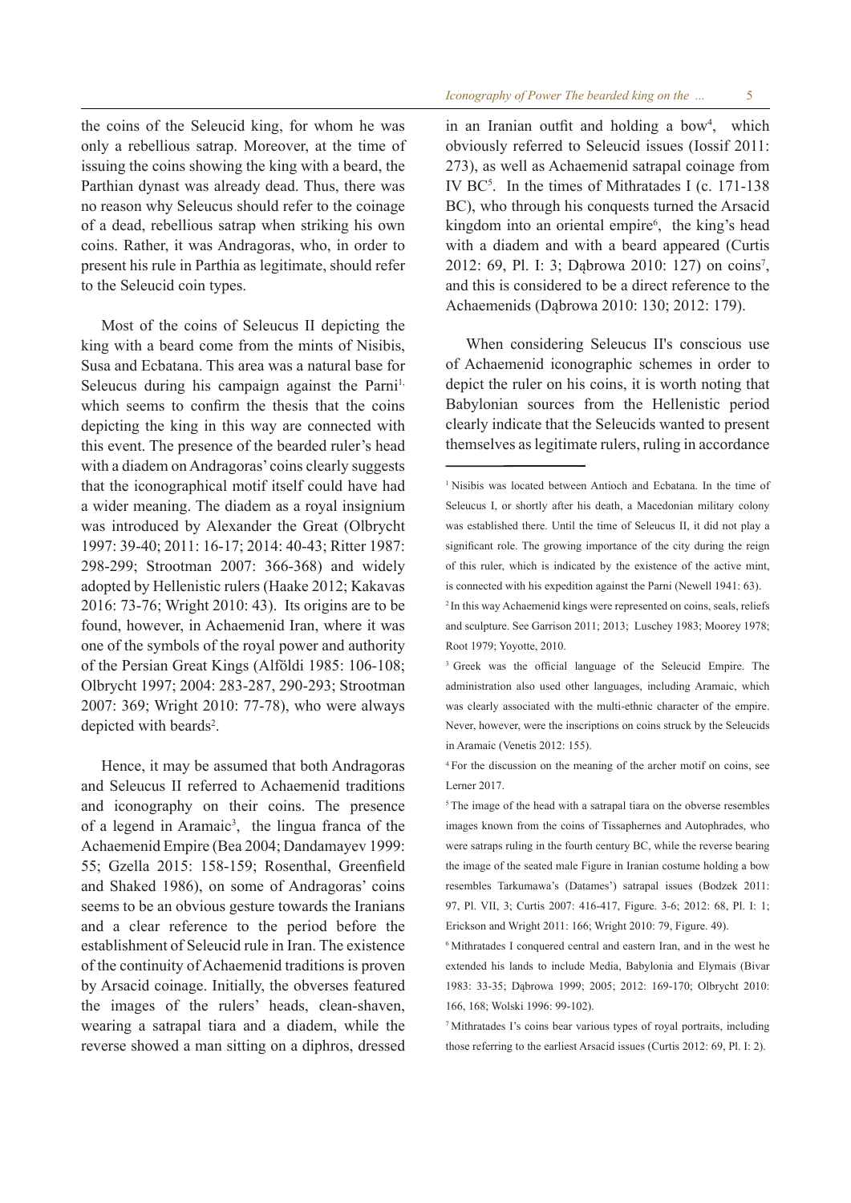the coins of the Seleucid king, for whom he was only a rebellious satrap. Moreover, at the time of issuing the coins showing the king with a beard, the Parthian dynast was already dead. Thus, there was no reason why Seleucus should refer to the coinage of a dead, rebellious satrap when striking his own coins. Rather, it was Andragoras, who, in order to present his rule in Parthia as legitimate, should refer to the Seleucid coin types.

Most of the coins of Seleucus II depicting the king with a beard come from the mints of Nisibis, Susa and Ecbatana. This area was a natural base for Seleucus during his campaign against the Parni[1], which seems to confirm the thesis that the coins depicting the king in this way are connected with this event. The presence of the bearded ruler's head with a diadem on Andragoras' coins clearly suggests that the iconographical motif itself could have had a wider meaning. The diadem as a royal insignium was introduced by Alexander the Great (Olbrycht 1997: 39-40; 2011: 16-17; 2014: 40-43; Ritter 1987: 298-299; Strootman 2007: 366-368) and widely adopted by Hellenistic rulers (Haake 2012; Kakavas 2016: 73-76; Wright 2010: 43). Its origins are to be found, however, in Achaemenid Iran, where it was one of the symbols of the royal power and authority of the Persian Great Kings (Alföldi 1985: 106-108; Olbrycht 1997; 2004: 283-287, 290-293; Strootman 2007: 369; Wright 2010: 77-78), who were always depicted with beards[2].

Hence, it may be assumed that both Andragoras and Seleucus II referred to Achaemenid traditions and iconography on their coins. The presence of a legend in Aramaic[3], the lingua franca of the Achaemenid Empire (Bea 2004; Dandamayev 1999: 55; Gzella 2015: 158-159; Rosenthal, Greenfield and Shaked 1986), on some of Andragoras' coins seems to be an obvious gesture towards the Iranians and a clear reference to the period before the establishment of Seleucid rule in Iran. The existence of the continuity of Achaemenid traditions is proven by Arsacid coinage. Initially, the obverses featured the images of the rulers' heads, clean-shaven, wearing a satrapal tiara and a diadem, while the reverse showed a man sitting on a diphros, dressed in an Iranian outfit and holding a bow[4], which obviously referred to Seleucid issues (Iossif 2011: 273), as well as Achaemenid satrapal coinage from IV BC[5]. In the times of Mithratades I (c. 171-138 BC), who through his conquests turned the Arsacid kingdom into an oriental empire[6], the king's head with a diadem and with a beard appeared (Curtis 2012: 69, Pl. I: 3; Dąbrowa 2010: 127) on coins[7], and this is considered to be a direct reference to the Achaemenids (Dąbrowa 2010: 130; 2012: 179).

When considering Seleucus II's conscious use of Achaemenid iconographic schemes in order to depict the ruler on his coins, it is worth noting that Babylonian sources from the Hellenistic period clearly indicate that the Seleucids wanted to present themselves as legitimate rulers, ruling in accordance

---

[1] Nisibis was located between Antioch and Ecbatana. In the time of Seleucus I, or shortly after his death, a Macedonian military colony was established there. Until the time of Seleucus II, it did not play a significant role. The growing importance of the city during the reign of this ruler, which is indicated by the existence of the active mint, is connected with his expedition against the Parni (Newell 1941: 63).

[2] In this way Achaemenid kings were represented on coins, seals, reliefs and sculpture. See Garrison 2011; 2013; Luschey 1983; Moorey 1978; Root 1979; Yoyotte, 2010.

[3] Greek was the official language of the Seleucid Empire. The administration also used other languages, including Aramaic, which was clearly associated with the multi-ethnic character of the empire. Never, however, were the inscriptions on coins struck by the Seleucids in Aramaic (Venetis 2012: 155).

[4] For the discussion on the meaning of the archer motif on coins, see Lerner 2017.

[5] The image of the head with a satrapal tiara on the obverse resembles images known from the coins of Tissaphernes and Autophrades, who were satraps ruling in the fourth century BC, while the reverse bearing the image of the seated male Figure in Iranian costume holding a bow resembles Tarkumawa's (Datames') satrapal issues (Bodzek 2011: 97, Pl. VII, 3; Curtis 2007: 416-417, Figure. 3-6; 2012: 68, Pl. I: 1; Erickson and Wright 2011: 166; Wright 2010: 79, Figure. 49).

[6] Mithratades I conquered central and eastern Iran, and in the west he extended his lands to include Media, Babylonia and Elymais (Bivar 1983: 33-35; Dąbrowa 1999; 2005; 2012: 169-170; Olbrycht 2010: 166, 168; Wolski 1996: 99-102).

[7] Mithratades I's coins bear various types of royal portraits, including those referring to the earliest Arsacid issues (Curtis 2012: 69, Pl. I: 2).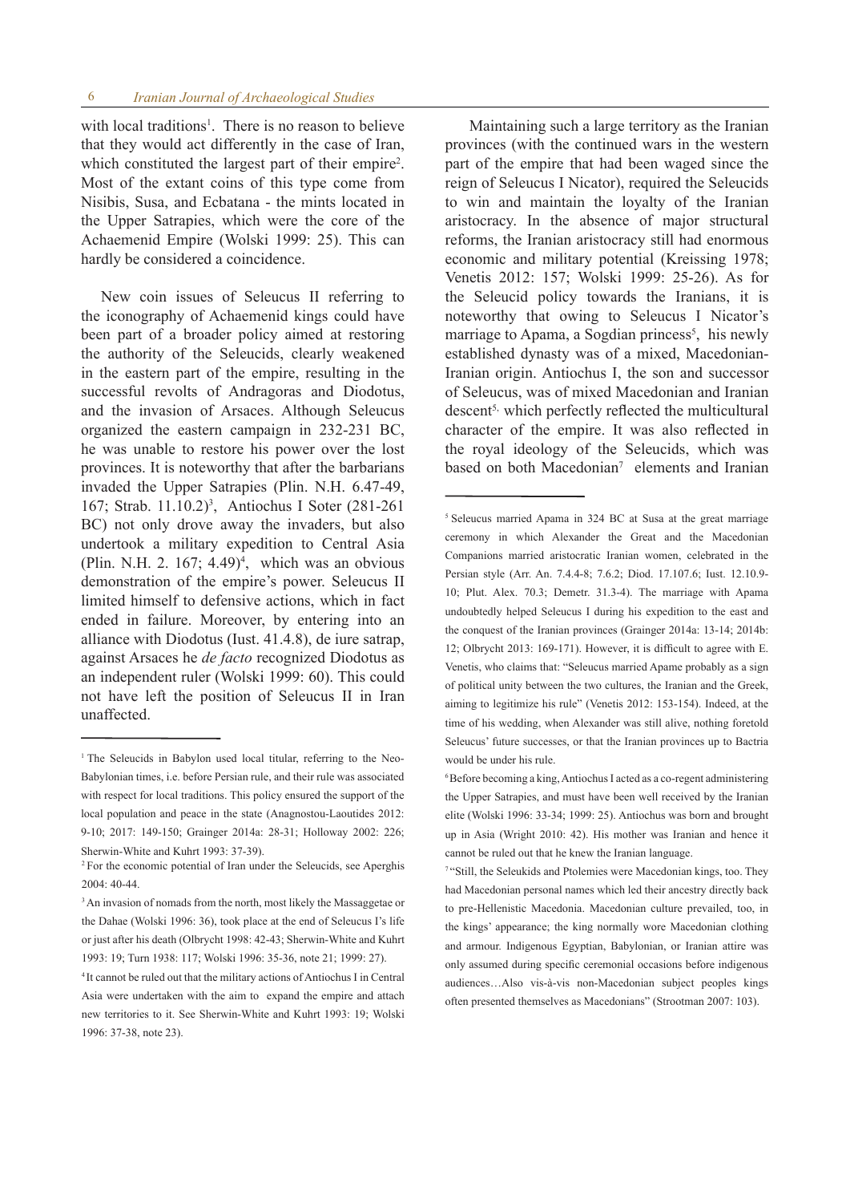with local traditions[1]. There is no reason to believe that they would act differently in the case of Iran, which constituted the largest part of their empire[2]. Most of the extant coins of this type come from Nisibis, Susa, and Ecbatana - the mints located in the Upper Satrapies, which were the core of the Achaemenid Empire (Wolski 1999: 25). This can hardly be considered a coincidence.

New coin issues of Seleucus II referring to the iconography of Achaemenid kings could have been part of a broader policy aimed at restoring the authority of the Seleucids, clearly weakened in the eastern part of the empire, resulting in the successful revolts of Andragoras and Diodotus, and the invasion of Arsaces. Although Seleucus organized the eastern campaign in 232-231 BC, he was unable to restore his power over the lost provinces. It is noteworthy that after the barbarians invaded the Upper Satrapies (Plin. N.H. 6.47-49, 167; Strab. 11.10.2)[3], Antiochus I Soter (281-261 BC) not only drove away the invaders, but also undertook a military expedition to Central Asia (Plin. N.H. 2. 167; 4.49)[4], which was an obvious demonstration of the empire's power. Seleucus II limited himself to defensive actions, which in fact ended in failure. Moreover, by entering into an alliance with Diodotus (Iust. 41.4.8), de iure satrap, against Arsaces he *de facto* recognized Diodotus as an independent ruler (Wolski 1999: 60). This could not have left the position of Seleucus II in Iran unaffected.

Maintaining such a large territory as the Iranian provinces (with the continued wars in the western part of the empire that had been waged since the reign of Seleucus I Nicator), required the Seleucids to win and maintain the loyalty of the Iranian aristocracy. In the absence of major structural reforms, the Iranian aristocracy still had enormous economic and military potential (Kreissing 1978; Venetis 2012: 157; Wolski 1999: 25-26). As for the Seleucid policy towards the Iranians, it is noteworthy that owing to Seleucus I Nicator's marriage to Apama, a Sogdian princess[5], his newly established dynasty was of a mixed, Macedonian-Iranian origin. Antiochus I, the son and successor of Seleucus, was of mixed Macedonian and Iranian descent[5,] which perfectly reflected the multicultural character of the empire. It was also reflected in the royal ideology of the Seleucids, which was based on both Macedonian[7] elements and Iranian

---

[1] The Seleucids in Babylon used local titular, referring to the Neo-Babylonian times, i.e. before Persian rule, and their rule was associated with respect for local traditions. This policy ensured the support of the local population and peace in the state (Anagnostou-Laoutides 2012: 9-10; 2017: 149-150; Grainger 2014a: 28-31; Holloway 2002: 226; Sherwin-White and Kuhrt 1993: 37-39).

[2] For the economic potential of Iran under the Seleucids, see Aperghis 2004: 40-44.

[3] An invasion of nomads from the north, most likely the Massaggetae or the Dahae (Wolski 1996: 36), took place at the end of Seleucus I's life or just after his death (Olbrycht 1998: 42-43; Sherwin-White and Kuhrt 1993: 19; Turn 1938: 117; Wolski 1996: 35-36, note 21; 1999: 27).

[4] It cannot be ruled out that the military actions of Antiochus I in Central Asia were undertaken with the aim to expand the empire and attach new territories to it. See Sherwin-White and Kuhrt 1993: 19; Wolski 1996: 37-38, note 23).

[5] Seleucus married Apama in 324 BC at Susa at the great marriage ceremony in which Alexander the Great and the Macedonian Companions married aristocratic Iranian women, celebrated in the Persian style (Arr. An. 7.4.4-8; 7.6.2; Diod. 17.107.6; Iust. 12.10.9-10; Plut. Alex. 70.3; Demetr. 31.3-4). The marriage with Apama undoubtedly helped Seleucus I during his expedition to the east and the conquest of the Iranian provinces (Grainger 2014a: 13-14; 2014b: 12; Olbrycht 2013: 169-171). However, it is difficult to agree with E. Venetis, who claims that: "Seleucus married Apame probably as a sign of political unity between the two cultures, the Iranian and the Greek, aiming to legitimize his rule" (Venetis 2012: 153-154). Indeed, at the time of his wedding, when Alexander was still alive, nothing foretold Seleucus' future successes, or that the Iranian provinces up to Bactria would be under his rule.

[6] Before becoming a king, Antiochus I acted as a co-regent administering the Upper Satrapies, and must have been well received by the Iranian elite (Wolski 1996: 33-34; 1999: 25). Antiochus was born and brought up in Asia (Wright 2010: 42). His mother was Iranian and hence it cannot be ruled out that he knew the Iranian language.

[7] "Still, the Seleukids and Ptolemies were Macedonian kings, too. They had Macedonian personal names which led their ancestry directly back to pre-Hellenistic Macedonia. Macedonian culture prevailed, too, in the kings' appearance; the king normally wore Macedonian clothing and armour. Indigenous Egyptian, Babylonian, or Iranian attire was only assumed during specific ceremonial occasions before indigenous audiences…Also vis-à-vis non-Macedonian subject peoples kings often presented themselves as Macedonians" (Strootman 2007: 103).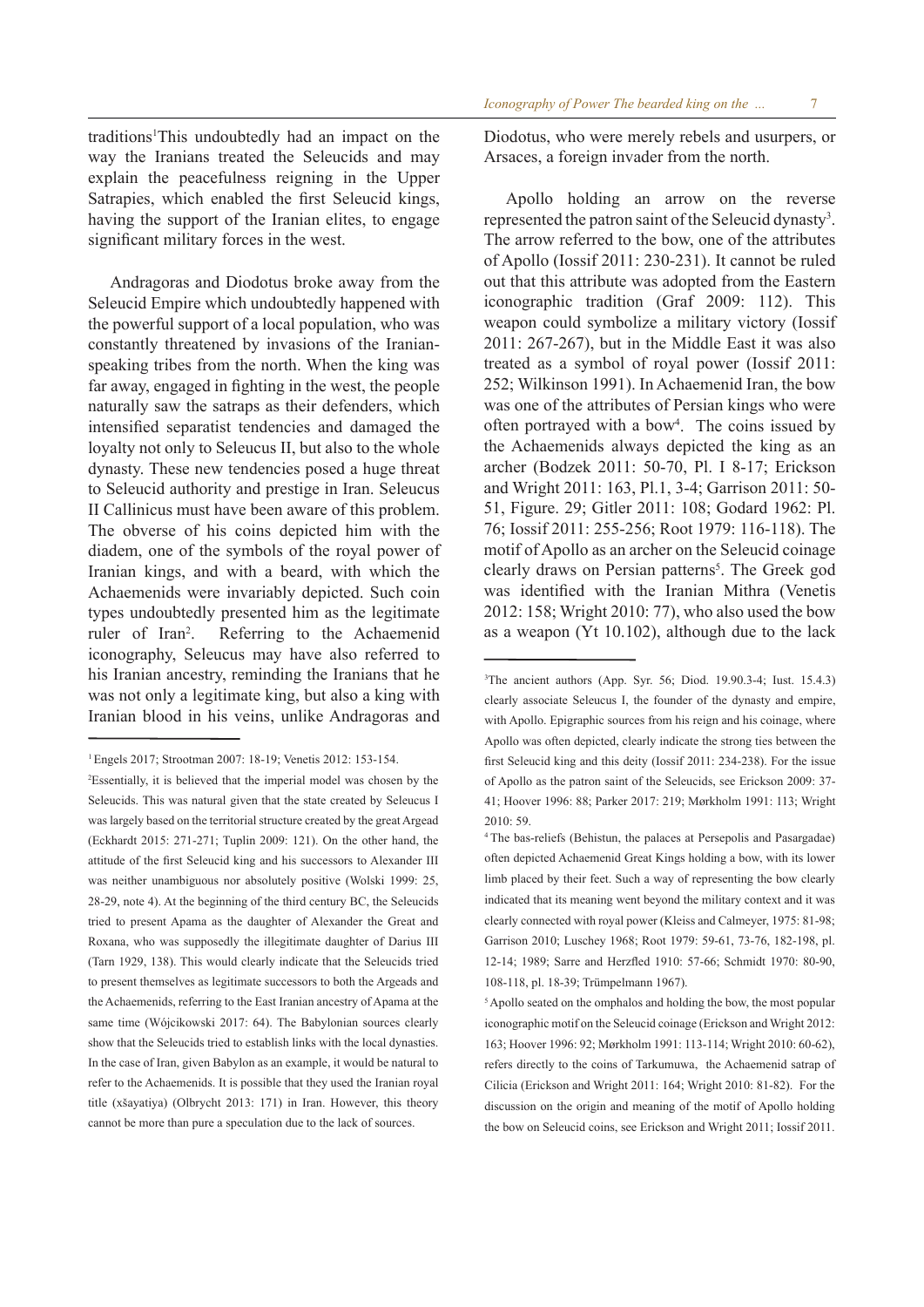traditions[1]This undoubtedly had an impact on the way the Iranians treated the Seleucids and may explain the peacefulness reigning in the Upper Satrapies, which enabled the first Seleucid kings, having the support of the Iranian elites, to engage significant military forces in the west.

Andragoras and Diodotus broke away from the Seleucid Empire which undoubtedly happened with the powerful support of a local population, who was constantly threatened by invasions of the Iranian-speaking tribes from the north. When the king was far away, engaged in fighting in the west, the people naturally saw the satraps as their defenders, which intensified separatist tendencies and damaged the loyalty not only to Seleucus II, but also to the whole dynasty. These new tendencies posed a huge threat to Seleucid authority and prestige in Iran. Seleucus II Callinicus must have been aware of this problem. The obverse of his coins depicted him with the diadem, one of the symbols of the royal power of Iranian kings, and with a beard, with which the Achaemenids were invariably depicted. Such coin types undoubtedly presented him as the legitimate ruler of Iran[2]. Referring to the Achaemenid iconography, Seleucus may have also referred to his Iranian ancestry, reminding the Iranians that he was not only a legitimate king, but also a king with Iranian blood in his veins, unlike Andragoras and Diodotus, who were merely rebels and usurpers, or Arsaces, a foreign invader from the north.

Apollo holding an arrow on the reverse represented the patron saint of the Seleucid dynasty[3]. The arrow referred to the bow, one of the attributes of Apollo (Iossif 2011: 230-231). It cannot be ruled out that this attribute was adopted from the Eastern iconographic tradition (Graf 2009: 112). This weapon could symbolize a military victory (Iossif 2011: 267-267), but in the Middle East it was also treated as a symbol of royal power (Iossif 2011: 252; Wilkinson 1991). In Achaemenid Iran, the bow was one of the attributes of Persian kings who were often portrayed with a bow[4]. The coins issued by the Achaemenids always depicted the king as an archer (Bodzek 2011: 50-70, Pl. I 8-17; Erickson and Wright 2011: 163, Pl.1, 3-4; Garrison 2011: 50-51, Figure. 29; Gitler 2011: 108; Godard 1962: Pl. 76; Iossif 2011: 255-256; Root 1979: 116-118). The motif of Apollo as an archer on the Seleucid coinage clearly draws on Persian patterns[5]. The Greek god was identified with the Iranian Mithra (Venetis 2012: 158; Wright 2010: 77), who also used the bow as a weapon (Yt 10.102), although due to the lack

---

[1] Engels 2017; Strootman 2007: 18-19; Venetis 2012: 153-154.

[2] Essentially, it is believed that the imperial model was chosen by the Seleucids. This was natural given that the state created by Seleucus I was largely based on the territorial structure created by the great Argead (Eckhardt 2015: 271-271; Tuplin 2009: 121). On the other hand, the attitude of the first Seleucid king and his successors to Alexander III was neither unambiguous nor absolutely positive (Wolski 1999: 25, 28-29, note 4). At the beginning of the third century BC, the Seleucids tried to present Apama as the daughter of Alexander the Great and Roxana, who was supposedly the illegitimate daughter of Darius III (Tarn 1929, 138). This would clearly indicate that the Seleucids tried to present themselves as legitimate successors to both the Argeads and the Achaemenids, referring to the East Iranian ancestry of Apama at the same time (Wójcikowski 2017: 64). The Babylonian sources clearly show that the Seleucids tried to establish links with the local dynasties. In the case of Iran, given Babylon as an example, it would be natural to refer to the Achaemenids. It is possible that they used the Iranian royal title (xšayatiya) (Olbrycht 2013: 171) in Iran. However, this theory cannot be more than pure a speculation due to the lack of sources.

[3] The ancient authors (App. Syr. 56; Diod. 19.90.3-4; Iust. 15.4.3) clearly associate Seleucus I, the founder of the dynasty and empire, with Apollo. Epigraphic sources from his reign and his coinage, where Apollo was often depicted, clearly indicate the strong ties between the first Seleucid king and this deity (Iossif 2011: 234-238). For the issue of Apollo as the patron saint of the Seleucids, see Erickson 2009: 37-41; Hoover 1996: 88; Parker 2017: 219; Mørkholm 1991: 113; Wright 2010: 59.

[4] The bas-reliefs (Behistun, the palaces at Persepolis and Pasargadae) often depicted Achaemenid Great Kings holding a bow, with its lower limb placed by their feet. Such a way of representing the bow clearly indicated that its meaning went beyond the military context and it was clearly connected with royal power (Kleiss and Calmeyer, 1975: 81-98; Garrison 2010; Luschey 1968; Root 1979: 59-61, 73-76, 182-198, pl. 12-14; 1989; Sarre and Herzfled 1910: 57-66; Schmidt 1970: 80-90, 108-118, pl. 18-39; Trümpelmann 1967).

[5] Apollo seated on the omphalos and holding the bow, the most popular iconographic motif on the Seleucid coinage (Erickson and Wright 2012: 163; Hoover 1996: 92; Mørkholm 1991: 113-114; Wright 2010: 60-62), refers directly to the coins of Tarkumuwa, the Achaemenid satrap of Cilicia (Erickson and Wright 2011: 164; Wright 2010: 81-82). For the discussion on the origin and meaning of the motif of Apollo holding the bow on Seleucid coins, see Erickson and Wright 2011; Iossif 2011.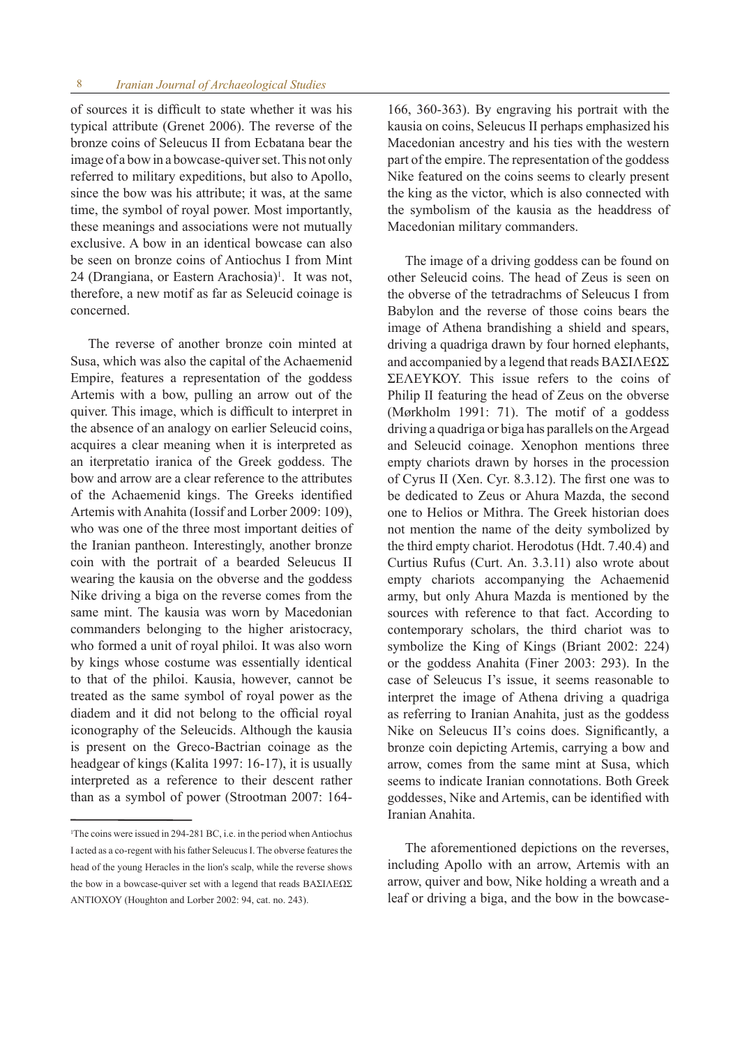of sources it is difficult to state whether it was his typical attribute (Grenet 2006). The reverse of the bronze coins of Seleucus II from Ecbatana bear the image of a bow in a bowcase-quiver set. This not only referred to military expeditions, but also to Apollo, since the bow was his attribute; it was, at the same time, the symbol of royal power. Most importantly, these meanings and associations were not mutually exclusive. A bow in an identical bowcase can also be seen on bronze coins of Antiochus I from Mint 24 (Drangiana, or Eastern Arachosia)[1]. It was not, therefore, a new motif as far as Seleucid coinage is concerned.

The reverse of another bronze coin minted at Susa, which was also the capital of the Achaemenid Empire, features a representation of the goddess Artemis with a bow, pulling an arrow out of the quiver. This image, which is difficult to interpret in the absence of an analogy on earlier Seleucid coins, acquires a clear meaning when it is interpreted as an iterpretatio iranica of the Greek goddess. The bow and arrow are a clear reference to the attributes of the Achaemenid kings. The Greeks identified Artemis with Anahita (Iossif and Lorber 2009: 109), who was one of the three most important deities of the Iranian pantheon. Interestingly, another bronze coin with the portrait of a bearded Seleucus II wearing the kausia on the obverse and the goddess Nike driving a biga on the reverse comes from the same mint. The kausia was worn by Macedonian commanders belonging to the higher aristocracy, who formed a unit of royal philoi. It was also worn by kings whose costume was essentially identical to that of the philoi. Kausia, however, cannot be treated as the same symbol of royal power as the diadem and it did not belong to the official royal iconography of the Seleucids. Although the kausia is present on the Greco-Bactrian coinage as the headgear of kings (Kalita 1997: 16-17), it is usually interpreted as a reference to their descent rather than as a symbol of power (Strootman 2007: 164-166, 360-363). By engraving his portrait with the kausia on coins, Seleucus II perhaps emphasized his Macedonian ancestry and his ties with the western part of the empire. The representation of the goddess Nike featured on the coins seems to clearly present the king as the victor, which is also connected with the symbolism of the kausia as the headdress of Macedonian military commanders.

The image of a driving goddess can be found on other Seleucid coins. The head of Zeus is seen on the obverse of the tetradrachms of Seleucus I from Babylon and the reverse of those coins bears the image of Athena brandishing a shield and spears, driving a quadriga drawn by four horned elephants, and accompanied by a legend that reads ΒΑΣΙΛΕΩΣ ΣΕΛΕΥΚΟΥ. This issue refers to the coins of Philip II featuring the head of Zeus on the obverse (Mørkholm 1991: 71). The motif of a goddess driving a quadriga or biga has parallels on the Argead and Seleucid coinage. Xenophon mentions three empty chariots drawn by horses in the procession of Cyrus II (Xen. Cyr. 8.3.12). The first one was to be dedicated to Zeus or Ahura Mazda, the second one to Helios or Mithra. The Greek historian does not mention the name of the deity symbolized by the third empty chariot. Herodotus (Hdt. 7.40.4) and Curtius Rufus (Curt. An. 3.3.11) also wrote about empty chariots accompanying the Achaemenid army, but only Ahura Mazda is mentioned by the sources with reference to that fact. According to contemporary scholars, the third chariot was to symbolize the King of Kings (Briant 2002: 224) or the goddess Anahita (Finer 2003: 293). In the case of Seleucus I's issue, it seems reasonable to interpret the image of Athena driving a quadriga as referring to Iranian Anahita, just as the goddess Nike on Seleucus II's coins does. Significantly, a bronze coin depicting Artemis, carrying a bow and arrow, comes from the same mint at Susa, which seems to indicate Iranian connotations. Both Greek goddesses, Nike and Artemis, can be identified with Iranian Anahita.

The aforementioned depictions on the reverses, including Apollo with an arrow, Artemis with an arrow, quiver and bow, Nike holding a wreath and a leaf or driving a biga, and the bow in the bowcase-

---

[1] The coins were issued in 294-281 BC, i.e. in the period when Antiochus I acted as a co-regent with his father Seleucus I. The obverse features the head of the young Heracles in the lion's scalp, while the reverse shows the bow in a bowcase-quiver set with a legend that reads ΒΑΣΙΛΕΩΣ ΑΝΤΙΟΧΟΥ (Houghton and Lorber 2002: 94, cat. no. 243).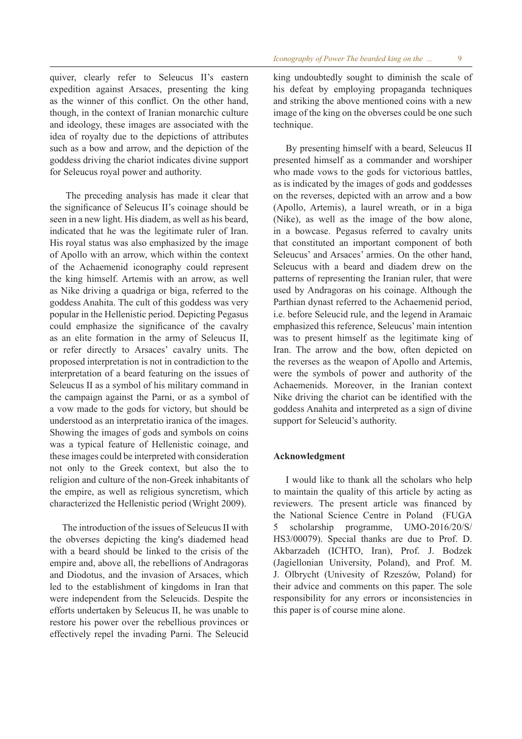quiver, clearly refer to Seleucus II's eastern expedition against Arsaces, presenting the king as the winner of this conflict. On the other hand, though, in the context of Iranian monarchic culture and ideology, these images are associated with the idea of royalty due to the depictions of attributes such as a bow and arrow, and the depiction of the goddess driving the chariot indicates divine support for Seleucus royal power and authority.

The preceding analysis has made it clear that the significance of Seleucus II's coinage should be seen in a new light. His diadem, as well as his beard, indicated that he was the legitimate ruler of Iran. His royal status was also emphasized by the image of Apollo with an arrow, which within the context of the Achaemenid iconography could represent the king himself. Artemis with an arrow, as well as Nike driving a quadriga or biga, referred to the goddess Anahita. The cult of this goddess was very popular in the Hellenistic period. Depicting Pegasus could emphasize the significance of the cavalry as an elite formation in the army of Seleucus II, or refer directly to Arsaces' cavalry units. The proposed interpretation is not in contradiction to the interpretation of a beard featuring on the issues of Seleucus II as a symbol of his military command in the campaign against the Parni, or as a symbol of a vow made to the gods for victory, but should be understood as an interpretatio iranica of the images. Showing the images of gods and symbols on coins was a typical feature of Hellenistic coinage, and these images could be interpreted with consideration not only to the Greek context, but also the to religion and culture of the non-Greek inhabitants of the empire, as well as religious syncretism, which characterized the Hellenistic period (Wright 2009).

The introduction of the issues of Seleucus II with the obverses depicting the king's diademed head with a beard should be linked to the crisis of the empire and, above all, the rebellions of Andragoras and Diodotus, and the invasion of Arsaces, which led to the establishment of kingdoms in Iran that were independent from the Seleucids. Despite the efforts undertaken by Seleucus II, he was unable to restore his power over the rebellious provinces or effectively repel the invading Parni. The Seleucid king undoubtedly sought to diminish the scale of his defeat by employing propaganda techniques and striking the above mentioned coins with a new image of the king on the obverses could be one such technique.

By presenting himself with a beard, Seleucus II presented himself as a commander and worshiper who made vows to the gods for victorious battles, as is indicated by the images of gods and goddesses on the reverses, depicted with an arrow and a bow (Apollo, Artemis), a laurel wreath, or in a biga (Nike), as well as the image of the bow alone, in a bowcase. Pegasus referred to cavalry units that constituted an important component of both Seleucus' and Arsaces' armies. On the other hand, Seleucus with a beard and diadem drew on the patterns of representing the Iranian ruler, that were used by Andragoras on his coinage. Although the Parthian dynast referred to the Achaemenid period, i.e. before Seleucid rule, and the legend in Aramaic emphasized this reference, Seleucus' main intention was to present himself as the legitimate king of Iran. The arrow and the bow, often depicted on the reverses as the weapon of Apollo and Artemis, were the symbols of power and authority of the Achaemenids. Moreover, in the Iranian context Nike driving the chariot can be identified with the goddess Anahita and interpreted as a sign of divine support for Seleucid's authority.

## Acknowledgment

I would like to thank all the scholars who help to maintain the quality of this article by acting as reviewers. The present article was financed by the National Science Centre in Poland (FUGA 5 scholarship programme, UMO-2016/20/S/HS3/00079). Special thanks are due to Prof. D. Akbarzadeh (ICHTO, Iran), Prof. J. Bodzek (Jagiellonian University, Poland), and Prof. M. J. Olbrycht (Univesity of Rzeszów, Poland) for their advice and comments on this paper. The sole responsibility for any errors or inconsistencies in this paper is of course mine alone.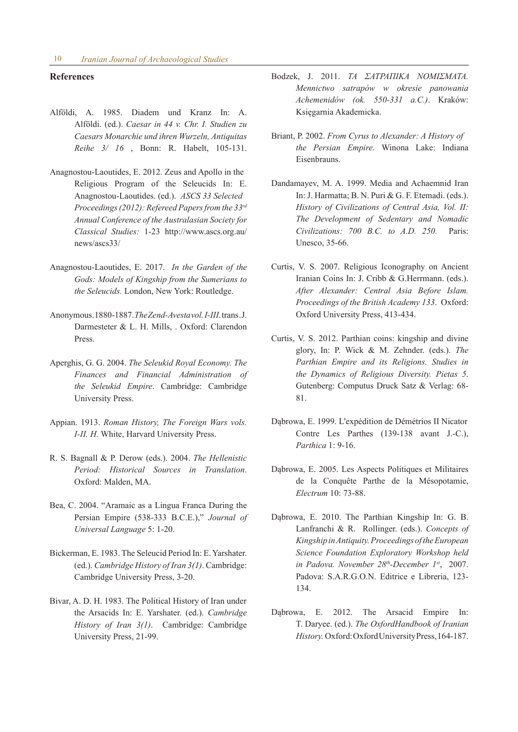## References

Alföldi, A. 1985. Diadem und Kranz In: A. Alföldi. (ed.). *Caesar in 44 v. Chr. I. Studien zu Caesars Monarchie und ihren Wurzeln, Antiquitas Reihe 3/ 16* , Bonn: R. Habelt, 105-131.

Anagnostou-Laoutides, E. 2012. Zeus and Apollo in the Religious Program of the Seleucids In: E. Anagnostou-Laoutides. (ed.). *ASCS 33 Selected Proceedings (2012): Refereed Papers from the 33rd Annual Conference of the Australasian Society for Classical Studies:* 1-23 http://www.ascs.org.au/news/ascs33/

Anagnostou-Laoutides, E. 2017. *In the Garden of the Gods: Models of Kingship from the Sumerians to the Seleucids.* London, New York: Routledge.

Anonymous. 1880-1887. *The Zend-Avesta vol. I-III.* trans. J. Darmesteter & L. H. Mills, . Oxford: Clarendon Press.

Aperghis, G. G. 2004. *The Seleukid Royal Economy. The Finances and Financial Administration of the Seleukid Empire*. Cambridge: Cambridge University Press.

Appian. 1913. *Roman History, The Foreign Wars vols. I-II. H.* White, Harvard University Press.

R. S. Bagnall & P. Derow (eds.). 2004. *The Hellenistic Period: Historical Sources in Translation*. Oxford: Malden, MA.

Bea, C. 2004. "Aramaic as a Lingua Franca During the Persian Empire (538-333 B.C.E.)," *Journal of Universal Language* 5: 1-20.

Bickerman, E. 1983. The Seleucid Period In: E. Yarshater. (ed.). *Cambridge History of Iran 3(1)*. Cambridge: Cambridge University Press, 3-20.

Bivar, A. D. H. 1983. The Political History of Iran under the Arsacids In: E. Yarshater. (ed.). *Cambridge History of Iran 3(1)*. Cambridge: Cambridge University Press, 21-99.

Bodzek, J. 2011. *ΤΑ ΣΑΤΡΑΠΙΚΑ ΝΟΜΙΣΜΑΤΑ. Mennictwo satrapów w okresie panowania Achemenidów (ok. 550-331 a.C.)*. Kraków: Księgarnia Akademicka.

Briant, P. 2002. *From Cyrus to Alexander: A History of the Persian Empire.* Winona Lake: Indiana Eisenbrauns.

Dandamayev, M. A. 1999. Media and Achaemnid Iran In: J. Harmatta; B. N. Puri & G. F. Etemadi. (eds.). *History of Civilizations of Central Asia, Vol. II: The Development of Sedentary and Nomadic Civilizations: 700 B.C. to A.D. 250.* Paris: Unesco, 35-66.

Curtis, V. S. 2007. Religious Iconography on Ancient Iranian Coins In: J. Cribb & G.Herrmann. (eds.). *After Alexander: Central Asia Before Islam. Proceedings of the British Academy 133*. Oxford: Oxford University Press, 413-434.

Curtis, V. S. 2012. Parthian coins: kingship and divine glory, In: P. Wick & M. Zehnder. (eds.). *The Parthian Empire and its Religions. Studies in the Dynamics of Religious Diversity. Pietas 5*. Gutenberg: Computus Druck Satz & Verlag: 68-81.

Dąbrowa, E. 1999. L'expédition de Démétrios II Nicator Contre Les Parthes (139-138 avant J.-C.), *Parthica* 1: 9-16.

Dąbrowa, E. 2005. Les Aspects Politiques et Militaires de la Conquête Parthe de la Mésopotamie, *Electrum* 10: 73-88.

Dąbrowa, E. 2010. The Parthian Kingship In: G. B. Lanfranchi & R. Rollinger. (eds.). *Concepts of Kingship in Antiquity. Proceedings of the European Science Foundation Exploratory Workshop held in Padova. November 28th-December 1st*, 2007. Padova: S.A.R.G.O.N. Editrice e Libreria, 123-134.

Dąbrowa, E. 2012. The Arsacid Empire In: T. Daryee. (ed.). *The OxfordHandbook of Iranian History.* Oxford: Oxford University Press, 164-187.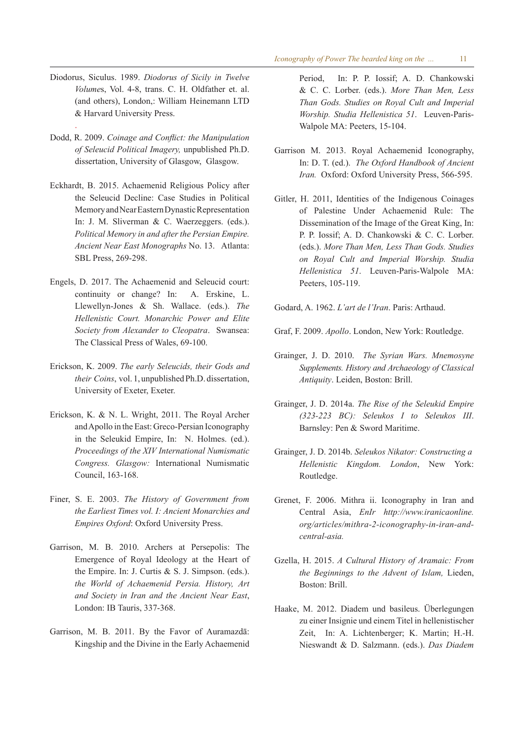Diodorus, Siculus. 1989. *Diodorus of Sicily in Twelve Volumes*, Vol. 4-8, trans. C. H. Oldfather et. al. (and others), London,: William Heinemann LTD & Harvard University Press.

Dodd, R. 2009. *Coinage and Conflict: the Manipulation of Seleucid Political Imagery,* unpublished Ph.D. dissertation, University of Glasgow, Glasgow.

Eckhardt, B. 2015. Achaemenid Religious Policy after the Seleucid Decline: Case Studies in Political Memory and Near Eastern Dynastic Representation In: J. M. Sliverman & C. Waerzeggers. (eds.). *Political Memory in and after the Persian Empire. Ancient Near East Monographs* No. 13. Atlanta: SBL Press, 269-298.

Engels, D. 2017. The Achaemenid and Seleucid court: continuity or change? In: A. Erskine, L. Llewellyn-Jones & Sh. Wallace. (eds.). *The Hellenistic Court. Monarchic Power and Elite Society from Alexander to Cleopatra*. Swansea: The Classical Press of Wales, 69-100.

Erickson, K. 2009. *The early Seleucids, their Gods and their Coins*, vol. 1, unpublished Ph.D. dissertation, University of Exeter, Exeter.

Erickson, K. & N. L. Wright, 2011. The Royal Archer and Apollo in the East: Greco-Persian Iconography in the Seleukid Empire, In: N. Holmes. (ed.). *Proceedings of the XIV International Numismatic Congress. Glasgow:* International Numismatic Council, 163-168.

Finer, S. E. 2003. *The History of Government from the Earliest Times vol. I: Ancient Monarchies and Empires Oxford*: Oxford University Press.

Garrison, M. B. 2010. Archers at Persepolis: The Emergence of Royal Ideology at the Heart of the Empire. In: J. Curtis & S. J. Simpson. (eds.). *the World of Achaemenid Persia. History, Art and Society in Iran and the Ancient Near East*, London: IB Tauris, 337-368.

Garrison, M. B. 2011. By the Favor of Auramazdā: Kingship and the Divine in the Early Achaemenid Period, In: P. P. Iossif; A. D. Chankowski & C. C. Lorber. (eds.). *More Than Men, Less Than Gods. Studies on Royal Cult and Imperial Worship. Studia Hellenistica 51*. Leuven-Paris-Walpole MA: Peeters, 15-104.

Garrison M. 2013. Royal Achaemenid Iconography, In: D. T. (ed.). *The Oxford Handbook of Ancient Iran.* Oxford: Oxford University Press, 566-595.

Gitler, H. 2011, Identities of the Indigenous Coinages of Palestine Under Achaemenid Rule: The Dissemination of the Image of the Great King, In: P. P. Iossif; A. D. Chankowski & C. C. Lorber. (eds.). *More Than Men, Less Than Gods. Studies on Royal Cult and Imperial Worship. Studia Hellenistica 51*. Leuven-Paris-Walpole MA: Peeters, 105-119.

Godard, A. 1962. *L'art de l'Iran*. Paris: Arthaud.

Graf, F. 2009. *Apollo*. London, New York: Routledge.

Grainger, J. D. 2010. *The Syrian Wars. Mnemosyne Supplements. History and Archaeology of Classical Antiquity*. Leiden, Boston: Brill.

Grainger, J. D. 2014a. *The Rise of the Seleukid Empire (323-223 BC): Seleukos I to Seleukos III*. Barnsley: Pen & Sword Maritime.

Grainger, J. D. 2014b. *Seleukos Nikator: Constructing a Hellenistic Kingdom. London*, New York: Routledge.

Grenet, F. 2006. Mithra ii. Iconography in Iran and Central Asia, *EnIr http://www.iranicaonline.org/articles/mithra-2-iconography-in-iran-and-central-asia.*

Gzella, H. 2015. *A Cultural History of Aramaic: From the Beginnings to the Advent of Islam,* Lieden, Boston: Brill.

Haake, M. 2012. Diadem und basileus. Überlegungen zu einer Insignie und einem Titel in hellenistischer Zeit, In: A. Lichtenberger; K. Martin; H.-H. Nieswandt & D. Salzmann. (eds.). *Das Diadem*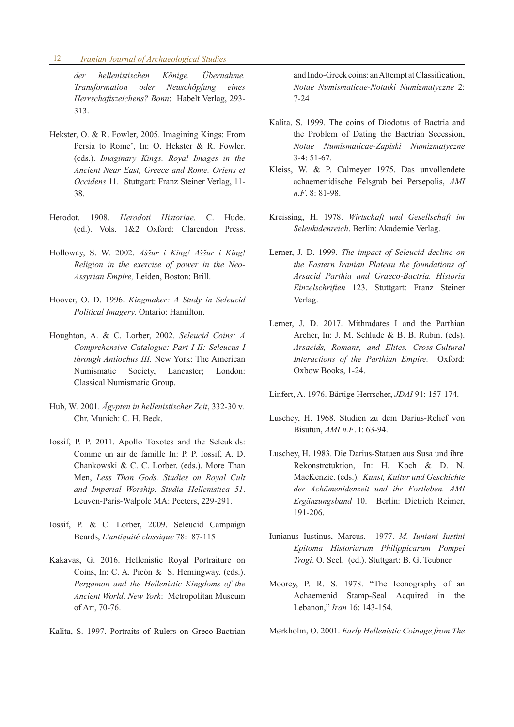*der hellenistischen Könige. Übernahme. Transformation oder Neuschöpfung eines Herrschaftszeichens? Bonn*: Habelt Verlag, 293-313.

Hekster, O. & R. Fowler, 2005. Imagining Kings: From Persia to Rome', In: O. Hekster & R. Fowler. (eds.). *Imaginary Kings. Royal Images in the Ancient Near East, Greece and Rome. Oriens et Occidens* 11. Stuttgart: Franz Steiner Verlag, 11-38.

Herodot. 1908. *Herodoti Historiae*. C. Hude. (ed.). Vols. 1&2 Oxford: Clarendon Press.

Holloway, S. W. 2002. *Aššur i King! Aššur i King! Religion in the exercise of power in the Neo-Assyrian Empire,* Leiden, Boston: Brill.

Hoover, O. D. 1996. *Kingmaker: A Study in Seleucid Political Imagery*. Ontario: Hamilton.

Houghton, A. & C. Lorber, 2002. *Seleucid Coins: A Comprehensive Catalogue: Part I-II: Seleucus I through Antiochus III*. New York: The American Numismatic Society, Lancaster; London: Classical Numismatic Group.

Hub, W. 2001. *Ägypten in hellenistischer Zeit*, 332-30 v. Chr. Munich: C. H. Beck.

Iossif, P. P. 2011. Apollo Toxotes and the Seleukids: Comme un air de famille In: P. P. Iossif, A. D. Chankowski & C. C. Lorber. (eds.). More Than Men, *Less Than Gods. Studies on Royal Cult and Imperial Worship. Studia Hellenistica 51*. Leuven-Paris-Walpole MA: Peeters, 229-291.

Iossif, P. & C. Lorber, 2009. Seleucid Campaign Beards, *L'antiquité classique* 78: 87-115

Kakavas, G. 2016. Hellenistic Royal Portraiture on Coins, In: C. A. Picón & S. Hemingway. (eds.). *Pergamon and the Hellenistic Kingdoms of the Ancient World. New York*: Metropolitan Museum of Art, 70-76.

Kalita, S. 1997. Portraits of Rulers on Greco-Bactrian and Indo-Greek coins: an Attempt at Classification, *Notae Numismaticae-Notatki Numizmatyczne* 2: 7-24

Kalita, S. 1999. The coins of Diodotus of Bactria and the Problem of Dating the Bactrian Secession, *Notae Numismaticae-Zapiski Numizmatyczne* 3-4: 51-67.

Kleiss, W. & P. Calmeyer 1975. Das unvollendete achaemenidische Felsgrab bei Persepolis, *AMI n.F*. 8: 81-98.

Kreissing, H. 1978. *Wirtschaft und Gesellschaft im Seleukidenreich*. Berlin: Akademie Verlag.

Lerner, J. D. 1999. *The impact of Seleucid decline on the Eastern Iranian Plateau the foundations of Arsacid Parthia and Graeco-Bactria. Historia Einzelschriften* 123. Stuttgart: Franz Steiner Verlag.

Lerner, J. D. 2017. Mithradates I and the Parthian Archer, In: J. M. Schlude & B. B. Rubin. (eds). *Arsacids, Romans, and Elites. Cross-Cultural Interactions of the Parthian Empire.* Oxford: Oxbow Books, 1-24.

Linfert, A. 1976. Bärtige Herrscher, *JDAI* 91: 157-174.

Luschey, H. 1968. Studien zu dem Darius-Relief von Bisutun, *AMI n.F*. I: 63-94.

Luschey, H. 1983. Die Darius-Statuen aus Susa und ihre Rekonstrctuktion, In: H. Koch & D. N. MacKenzie. (eds.). *Kunst, Kultur und Geschichte der Achämenidenzeit und ihr Fortleben. AMI Ergänzungsband* 10. Berlin: Dietrich Reimer, 191-206.

Iunianus Iustinus, Marcus. 1977. *M. Iuniani Iustini Epitoma Historiarum Philippicarum Pompei Trogi*. O. Seel. (ed.). Stuttgart: B. G. Teubner.

Moorey, P. R. S. 1978. "The Iconography of an Achaemenid Stamp-Seal Acquired in the Lebanon," *Iran* 16: 143-154.

Mørkholm, O. 2001. *Early Hellenistic Coinage from The*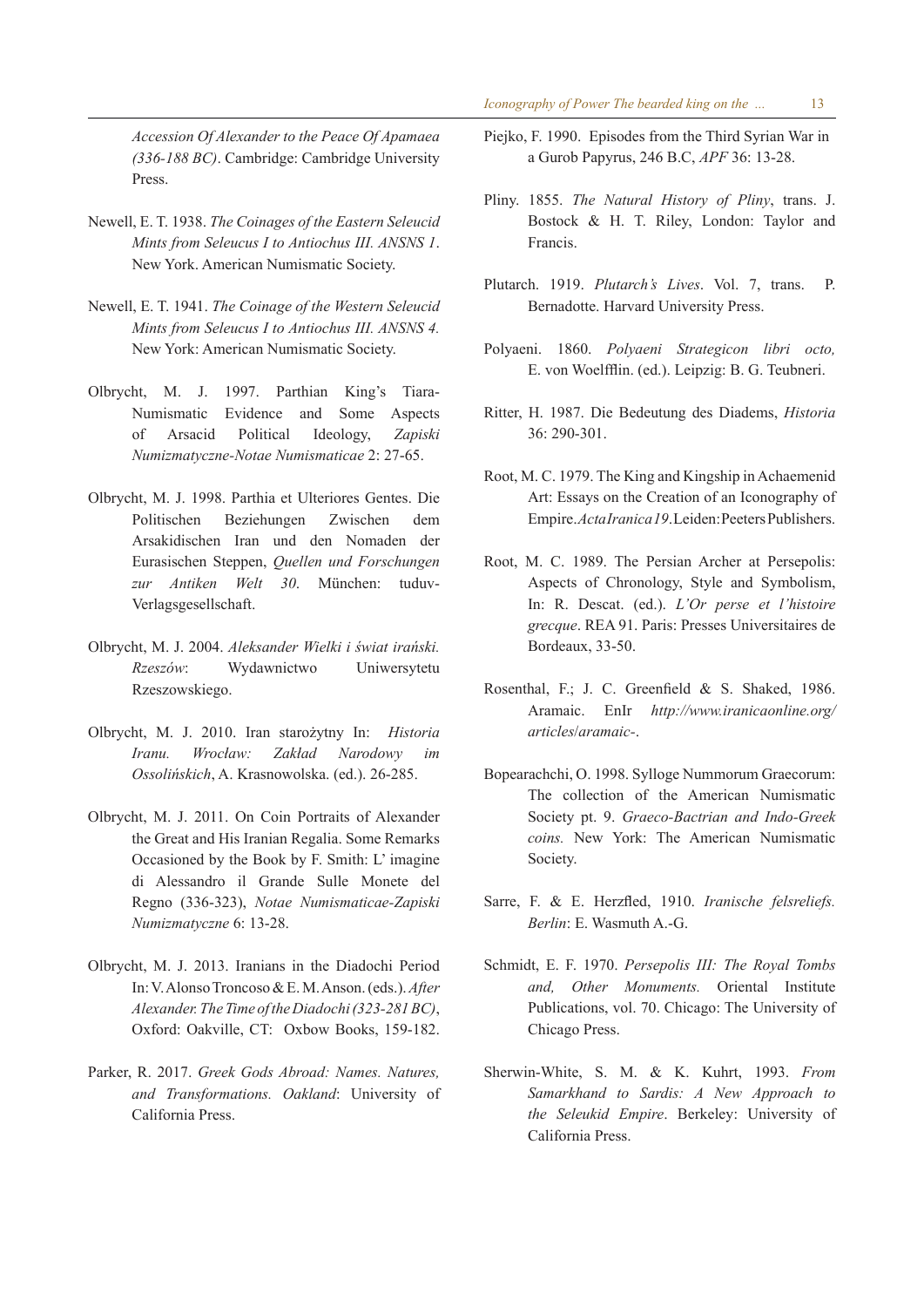*Accession Of Alexander to the Peace Of Apamaea (336-188 BC)*. Cambridge: Cambridge University Press.

Newell, E. T. 1938. *The Coinages of the Eastern Seleucid Mints from Seleucus I to Antiochus III. ANSNS 1*. New York. American Numismatic Society.

Newell, E. T. 1941. *The Coinage of the Western Seleucid Mints from Seleucus I to Antiochus III. ANSNS 4.* New York: American Numismatic Society.

Olbrycht, M. J. 1997. Parthian King's Tiara-Numismatic Evidence and Some Aspects of Arsacid Political Ideology, *Zapiski Numizmatyczne-Notae Numismaticae* 2: 27-65.

Olbrycht, M. J. 1998. Parthia et Ulteriores Gentes. Die Politischen Beziehungen Zwischen dem Arsakidischen Iran und den Nomaden der Eurasischen Steppen, *Quellen und Forschungen zur Antiken Welt 30*. München: tuduv-Verlagsgesellschaft.

Olbrycht, M. J. 2004. *Aleksander Wielki i świat irański. Rzeszów*: Wydawnictwo Uniwersytetu Rzeszowskiego.

Olbrycht, M. J. 2010. Iran starożytny In: *Historia Iranu. Wrocław: Zakład Narodowy im Ossolińskich*, A. Krasnowolska. (ed.). 26-285.

Olbrycht, M. J. 2011. On Coin Portraits of Alexander the Great and His Iranian Regalia. Some Remarks Occasioned by the Book by F. Smith: L' imagine di Alessandro il Grande Sulle Monete del Regno (336-323), *Notae Numismaticae-Zapiski Numizmatyczne* 6: 13-28.

Olbrycht, M. J. 2013. Iranians in the Diadochi Period In: V. Alonso Troncoso & E. M. Anson. (eds.). *After Alexander. The Time of the Diadochi (323-281 BC)*, Oxford: Oakville, CT: Oxbow Books, 159-182.

Parker, R. 2017. *Greek Gods Abroad: Names. Natures, and Transformations. Oakland*: University of California Press.

Piejko, F. 1990. Episodes from the Third Syrian War in a Gurob Papyrus, 246 B.C, *APF* 36: 13-28.

Pliny. 1855. *The Natural History of Pliny*, trans. J. Bostock & H. T. Riley, London: Taylor and Francis.

Plutarch. 1919. *Plutarch's Lives*. Vol. 7, trans. P. Bernadotte. Harvard University Press.

Polyaeni. 1860. *Polyaeni Strategicon libri octo,* E. von Woelfflin. (ed.). Leipzig: B. G. Teubneri.

Ritter, H. 1987. Die Bedeutung des Diadems, *Historia* 36: 290-301.

Root, M. C. 1979. The King and Kingship in Achaemenid Art: Essays on the Creation of an Iconography of Empire. *Acta Iranica 19*. Leiden: Peeters Publishers.

Root, M. C. 1989. The Persian Archer at Persepolis: Aspects of Chronology, Style and Symbolism, In: R. Descat. (ed.). *L'Or perse et l'histoire grecque*. REA 91. Paris: Presses Universitaires de Bordeaux, 33-50.

Rosenthal, F.; J. C. Greenfield & S. Shaked, 1986. Aramaic. EnIr *http://www.iranicaonline.org/articles/aramaic-*.

Bopearachchi, O. 1998. Sylloge Nummorum Graecorum: The collection of the American Numismatic Society pt. 9. *Graeco-Bactrian and Indo-Greek coins.* New York: The American Numismatic Society.

Sarre, F. & E. Herzfled, 1910. *Iranische felsreliefs. Berlin*: E. Wasmuth A.-G.

Schmidt, E. F. 1970. *Persepolis III: The Royal Tombs and, Other Monuments.* Oriental Institute Publications, vol. 70. Chicago: The University of Chicago Press.

Sherwin-White, S. M. & K. Kuhrt, 1993. *From Samarkhand to Sardis: A New Approach to the Seleukid Empire*. Berkeley: University of California Press.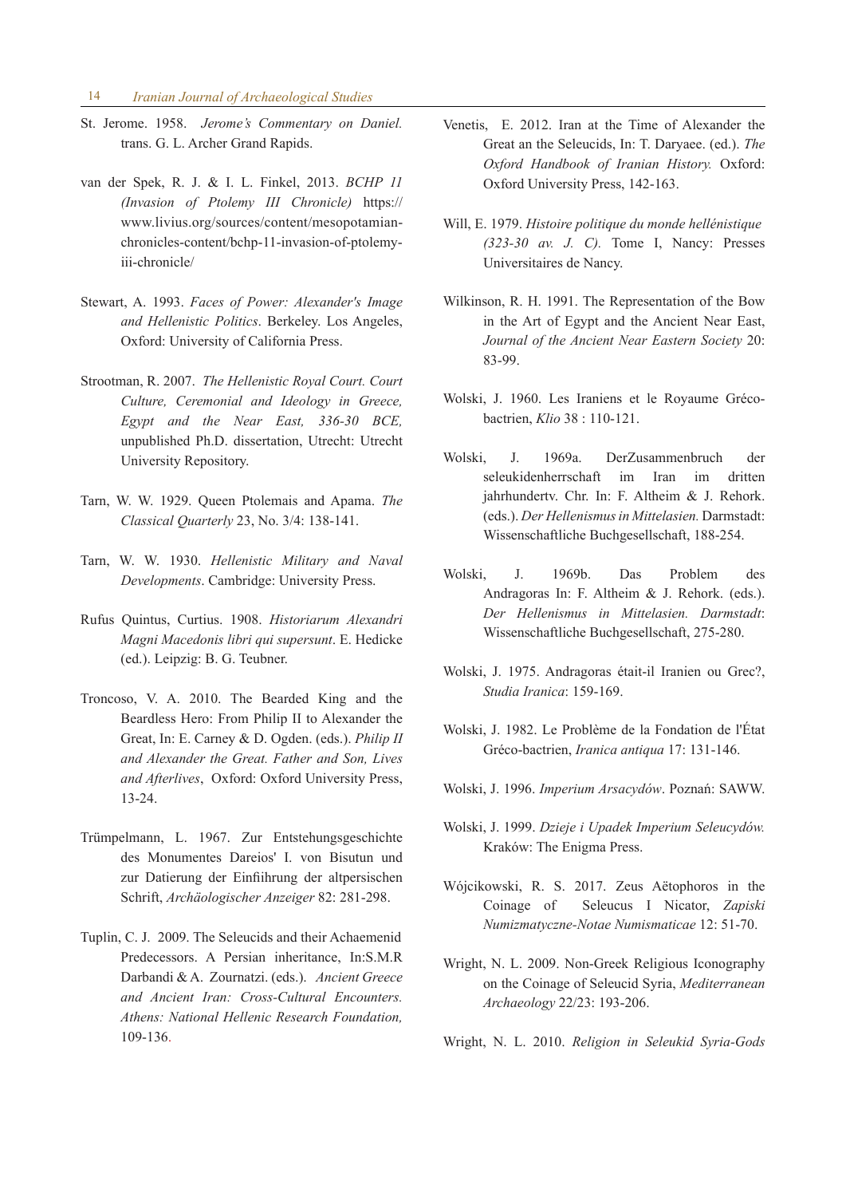St. Jerome. 1958. *Jerome's Commentary on Daniel.* trans. G. L. Archer Grand Rapids.

van der Spek, R. J. & I. L. Finkel, 2013. *BCHP 11 (Invasion of Ptolemy III Chronicle)* https://www.livius.org/sources/content/mesopotamian-chronicles-content/bchp-11-invasion-of-ptolemy-iii-chronicle/

Stewart, A. 1993. *Faces of Power: Alexander's Image and Hellenistic Politics*. Berkeley. Los Angeles, Oxford: University of California Press.

Strootman, R. 2007. *The Hellenistic Royal Court. Court Culture, Ceremonial and Ideology in Greece, Egypt and the Near East, 336-30 BCE,* unpublished Ph.D. dissertation, Utrecht: Utrecht University Repository.

Tarn, W. W. 1929. Queen Ptolemais and Apama. *The Classical Quarterly* 23, No. 3/4: 138-141.

Tarn, W. W. 1930. *Hellenistic Military and Naval Developments*. Cambridge: University Press.

Rufus Quintus, Curtius. 1908. *Historiarum Alexandri Magni Macedonis libri qui supersunt*. E. Hedicke (ed.). Leipzig: B. G. Teubner.

Troncoso, V. A. 2010. The Bearded King and the Beardless Hero: From Philip II to Alexander the Great, In: E. Carney & D. Ogden. (eds.). *Philip II and Alexander the Great. Father and Son, Lives and Afterlives*, Oxford: Oxford University Press, 13-24.

Trümpelmann, L. 1967. Zur Entstehungsgeschichte des Monumentes Dareios' I. von Bisutun und zur Datierung der Einfiihrung der altpersischen Schrift, *Archäologischer Anzeiger* 82: 281-298.

Tuplin, C. J. 2009. The Seleucids and their Achaemenid Predecessors. A Persian inheritance, In:S.M.R Darbandi & A. Zournatzi. (eds.). *Ancient Greece and Ancient Iran: Cross-Cultural Encounters. Athens: National Hellenic Research Foundation,* 109-136.

Venetis, E. 2012. Iran at the Time of Alexander the Great an the Seleucids, In: T. Daryaee. (ed.). *The Oxford Handbook of Iranian History.* Oxford: Oxford University Press, 142-163.

Will, E. 1979. *Histoire politique du monde hellénistique (323-30 av. J. C).* Tome I, Nancy: Presses Universitaires de Nancy.

Wilkinson, R. H. 1991. The Representation of the Bow in the Art of Egypt and the Ancient Near East, *Journal of the Ancient Near Eastern Society* 20: 83-99.

Wolski, J. 1960. Les Iraniens et le Royaume Gréco-bactrien, *Klio* 38 : 110-121.

Wolski, J. 1969a. DerZusammenbruch der seleukidenherrschaft im Iran im dritten jahrhundertv. Chr. In: F. Altheim & J. Rehork. (eds.). *Der Hellenismus in Mittelasien.* Darmstadt: Wissenschaftliche Buchgesellschaft, 188-254.

Wolski, J. 1969b. Das Problem des Andragoras In: F. Altheim & J. Rehork. (eds.). *Der Hellenismus in Mittelasien. Darmstadt*: Wissenschaftliche Buchgesellschaft, 275-280.

Wolski, J. 1975. Andragoras était-il Iranien ou Grec?, *Studia Iranica*: 159-169.

Wolski, J. 1982. Le Problème de la Fondation de l'État Gréco-bactrien, *Iranica antiqua* 17: 131-146.

Wolski, J. 1996. *Imperium Arsacydów*. Poznań: SAWW.

Wolski, J. 1999. *Dzieje i Upadek Imperium Seleucydów.* Kraków: The Enigma Press.

Wójcikowski, R. S. 2017. Zeus Aëtophoros in the Coinage of Seleucus I Nicator, *Zapiski Numizmatyczne-Notae Numismaticae* 12: 51-70.

Wright, N. L. 2009. Non-Greek Religious Iconography on the Coinage of Seleucid Syria, *Mediterranean Archaeology* 22/23: 193-206.

Wright, N. L. 2010. *Religion in Seleukid Syria-Gods*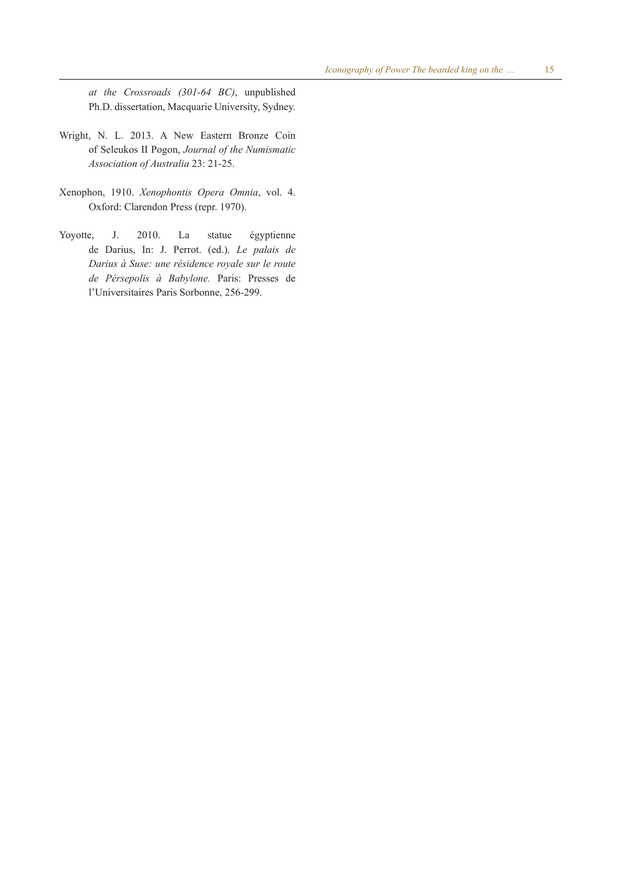*at the Crossroads (301-64 BC)*, unpublished Ph.D. dissertation, Macquarie University, Sydney.

Wright, N. L. 2013. A New Eastern Bronze Coin of Seleukos II Pogon, *Journal of the Numismatic Association of Australia* 23: 21-25.

Xenophon, 1910. *Xenophontis Opera Omnia*, vol. 4. Oxford: Clarendon Press (repr. 1970).

Yoyotte, J. 2010. La statue égyptienne de Darius, In: J. Perrot. (ed.). *Le palais de Darius à Suse: une résidence royale sur le route de Pérsepolis à Babylone.* Paris: Presses de l'Universitaires Paris Sorbonne, 256-299.